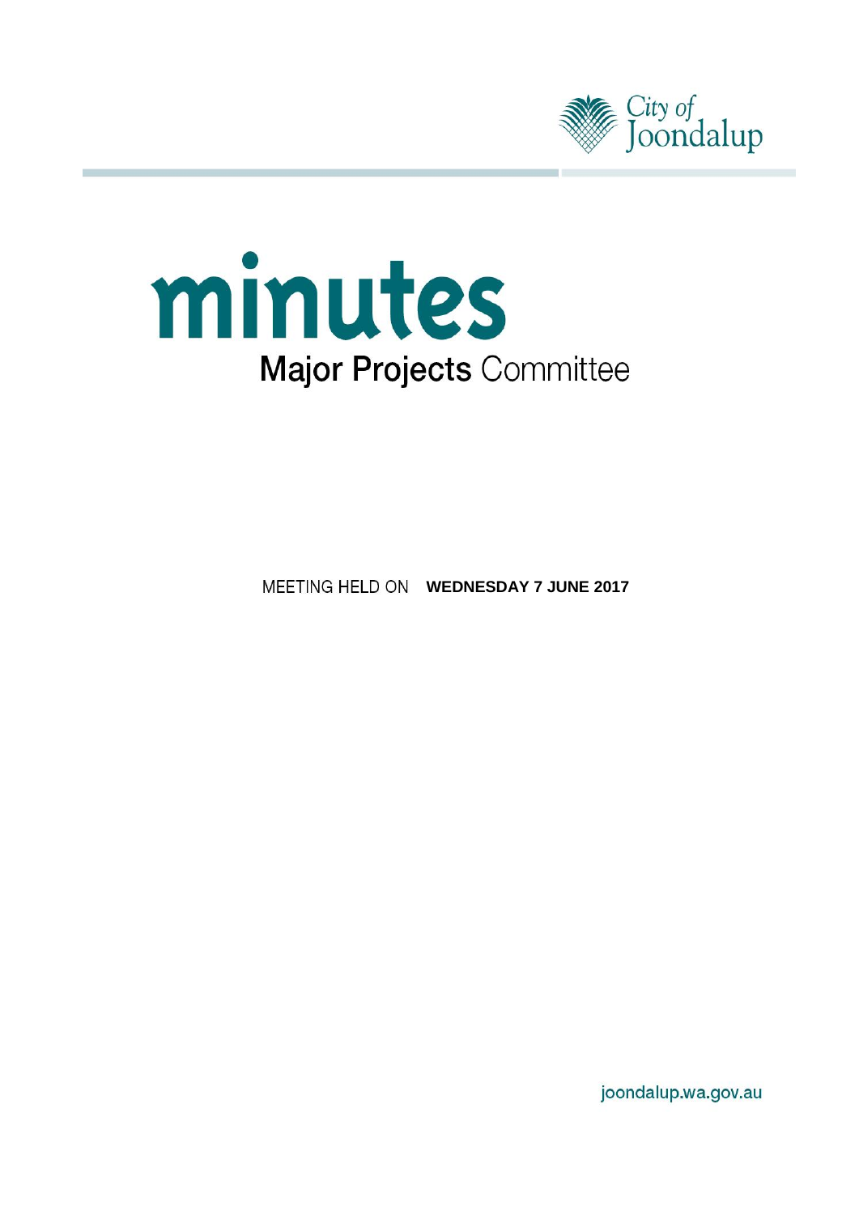City of Joondalup

# minutes

## Major Projects Committee

MEETING HELD ON **WEDNESDAY 7 JUNE 2017**

joondalup.wa.gov.au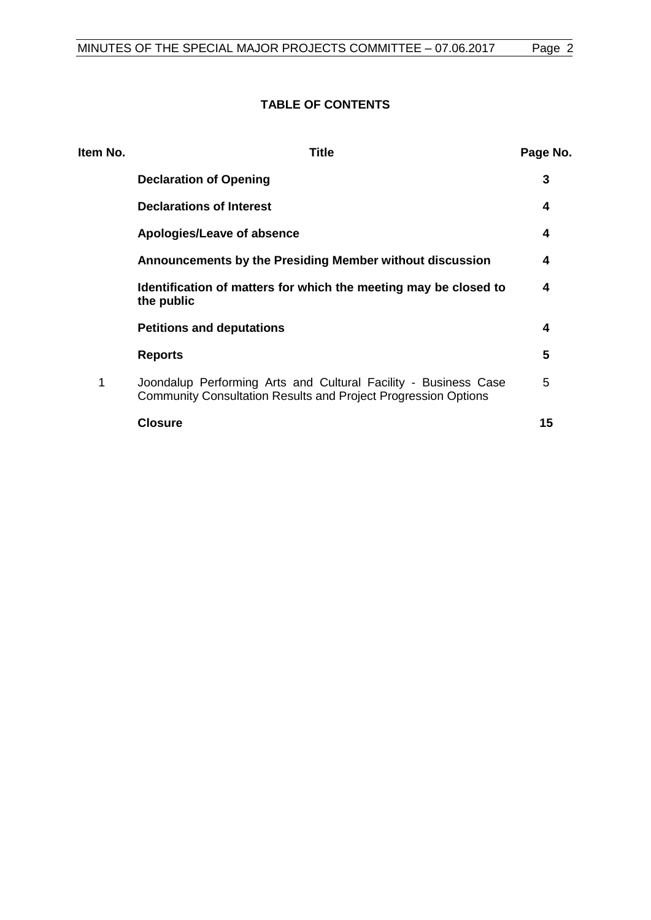## TABLE OF CONTENTS

| Item No. | Title | Page No. |
|---|---|---|
| | **Declaration of Opening** | **3** |
| | **Declarations of Interest** | **4** |
| | **Apologies/Leave of absence** | **4** |
| | **Announcements by the Presiding Member without discussion** | **4** |
| | **Identification of matters for which the meeting may be closed to the public** | **4** |
| | **Petitions and deputations** | **4** |
| | **Reports** | **5** |
| 1 | Joondalup Performing Arts and Cultural Facility - Business Case Community Consultation Results and Project Progression Options | 5 |
| | **Closure** | **15** |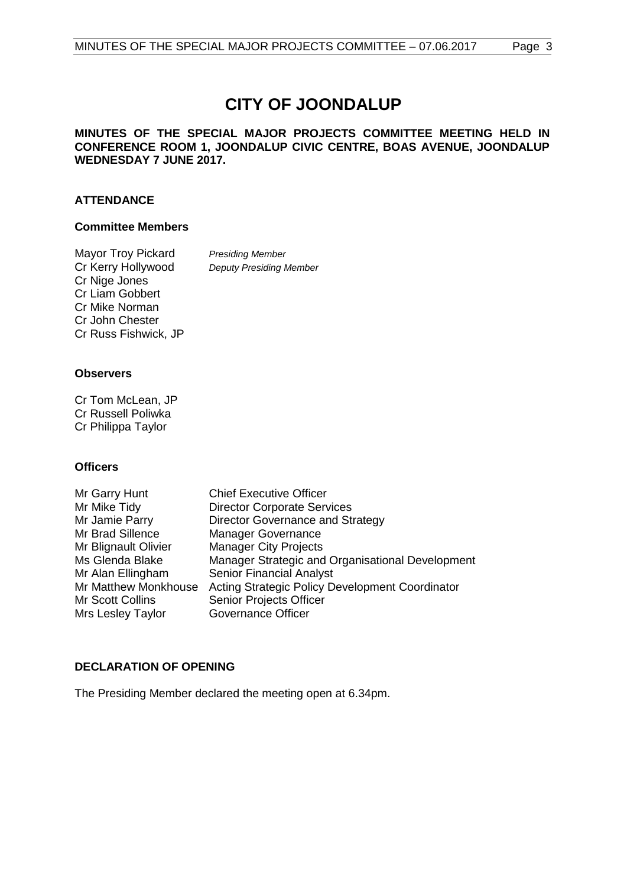# CITY OF JOONDALUP

**MINUTES OF THE SPECIAL MAJOR PROJECTS COMMITTEE MEETING HELD IN CONFERENCE ROOM 1, JOONDALUP CIVIC CENTRE, BOAS AVENUE, JOONDALUP WEDNESDAY 7 JUNE 2017.**

## ATTENDANCE

### Committee Members

| | |
|---|---|
| Mayor Troy Pickard | *Presiding Member* |
| Cr Kerry Hollywood | *Deputy Presiding Member* |
| Cr Nige Jones | |
| Cr Liam Gobbert | |
| Cr Mike Norman | |
| Cr John Chester | |
| Cr Russ Fishwick, JP | |

### Observers

Cr Tom McLean, JP
Cr Russell Poliwka
Cr Philippa Taylor

### Officers

| | |
|---|---|
| Mr Garry Hunt | Chief Executive Officer |
| Mr Mike Tidy | Director Corporate Services |
| Mr Jamie Parry | Director Governance and Strategy |
| Mr Brad Sillence | Manager Governance |
| Mr Blignault Olivier | Manager City Projects |
| Ms Glenda Blake | Manager Strategic and Organisational Development |
| Mr Alan Ellingham | Senior Financial Analyst |
| Mr Matthew Monkhouse | Acting Strategic Policy Development Coordinator |
| Mr Scott Collins | Senior Projects Officer |
| Mrs Lesley Taylor | Governance Officer |

## DECLARATION OF OPENING

The Presiding Member declared the meeting open at 6.34pm.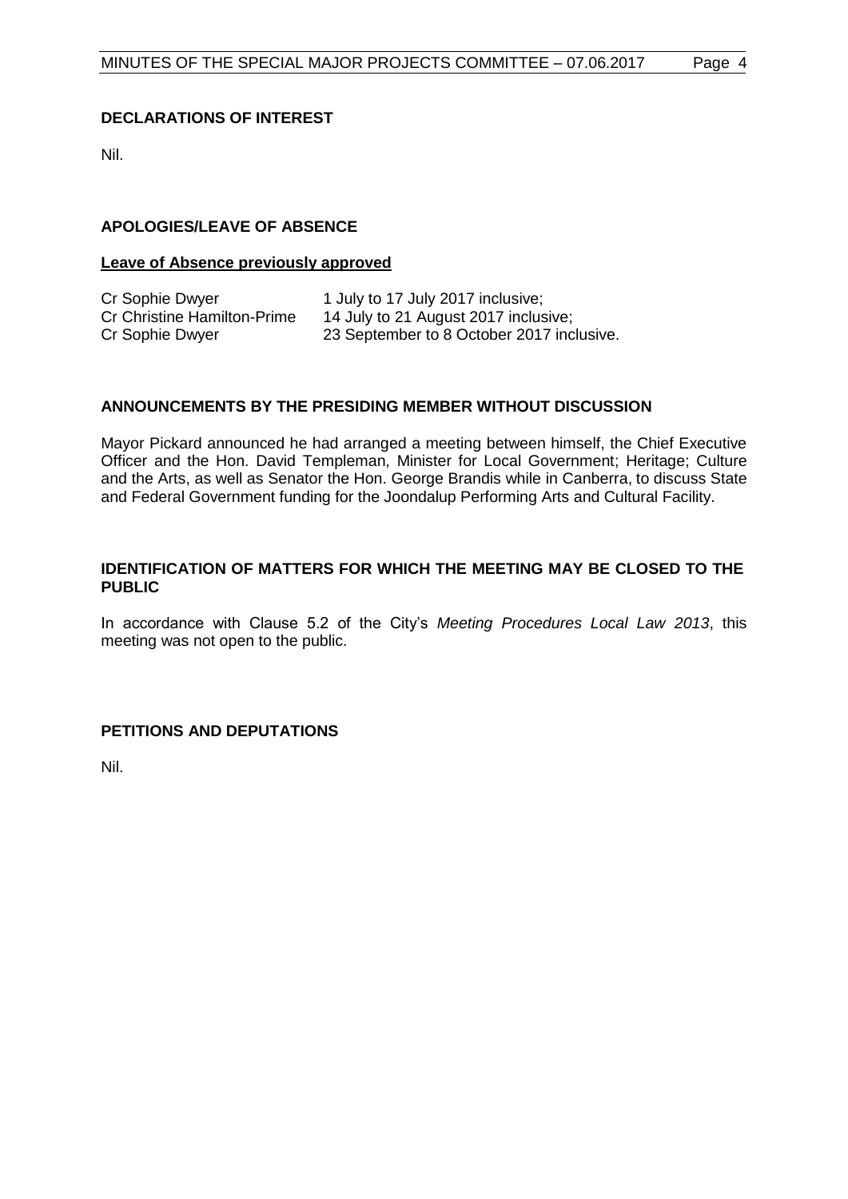## DECLARATIONS OF INTEREST

Nil.

## APOLOGIES/LEAVE OF ABSENCE

**Leave of Absence previously approved**

| | |
|---|---|
| Cr Sophie Dwyer | 1 July to 17 July 2017 inclusive; |
| Cr Christine Hamilton-Prime | 14 July to 21 August 2017 inclusive; |
| Cr Sophie Dwyer | 23 September to 8 October 2017 inclusive. |

## ANNOUNCEMENTS BY THE PRESIDING MEMBER WITHOUT DISCUSSION

Mayor Pickard announced he had arranged a meeting between himself, the Chief Executive Officer and the Hon. David Templeman, Minister for Local Government; Heritage; Culture and the Arts, as well as Senator the Hon. George Brandis while in Canberra, to discuss State and Federal Government funding for the Joondalup Performing Arts and Cultural Facility.

## IDENTIFICATION OF MATTERS FOR WHICH THE MEETING MAY BE CLOSED TO THE PUBLIC

In accordance with Clause 5.2 of the City's *Meeting Procedures Local Law 2013*, this meeting was not open to the public.

## PETITIONS AND DEPUTATIONS

Nil.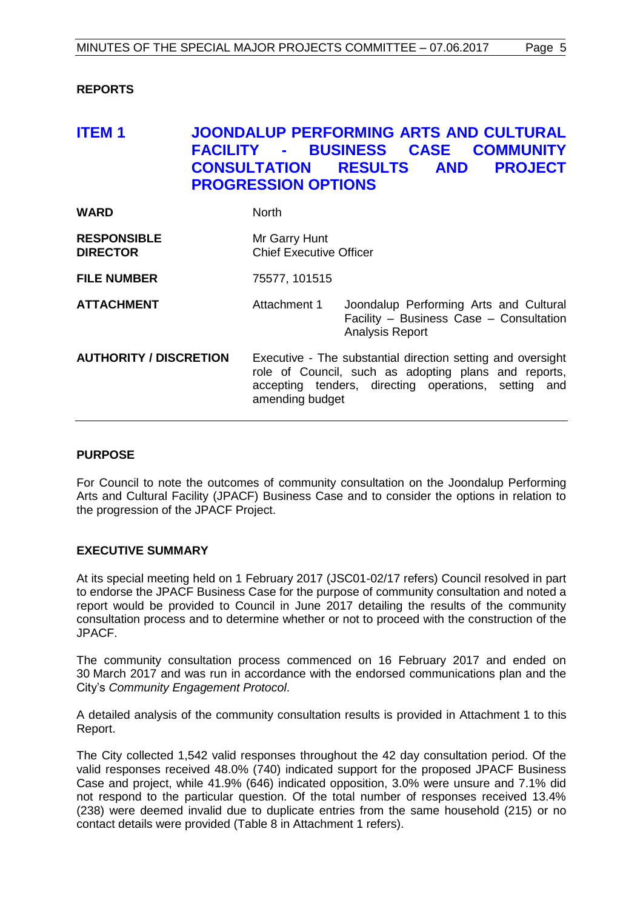## REPORTS

# ITEM 1 JOONDALUP PERFORMING ARTS AND CULTURAL FACILITY - BUSINESS CASE COMMUNITY CONSULTATION RESULTS AND PROJECT PROGRESSION OPTIONS

| | | |
|---|---|---|
| **WARD** | North | |
| **RESPONSIBLE DIRECTOR** | Mr Garry Hunt<br>Chief Executive Officer | |
| **FILE NUMBER** | 75577, 101515 | |
| **ATTACHMENT** | Attachment 1 | Joondalup Performing Arts and Cultural Facility – Business Case – Consultation Analysis Report |
| **AUTHORITY / DISCRETION** | Executive - The substantial direction setting and oversight role of Council, such as adopting plans and reports, accepting tenders, directing operations, setting and amending budget | |

## PURPOSE

For Council to note the outcomes of community consultation on the Joondalup Performing Arts and Cultural Facility (JPACF) Business Case and to consider the options in relation to the progression of the JPACF Project.

## EXECUTIVE SUMMARY

At its special meeting held on 1 February 2017 (JSC01-02/17 refers) Council resolved in part to endorse the JPACF Business Case for the purpose of community consultation and noted a report would be provided to Council in June 2017 detailing the results of the community consultation process and to determine whether or not to proceed with the construction of the JPACF.

The community consultation process commenced on 16 February 2017 and ended on 30 March 2017 and was run in accordance with the endorsed communications plan and the City's *Community Engagement Protocol*.

A detailed analysis of the community consultation results is provided in Attachment 1 to this Report.

The City collected 1,542 valid responses throughout the 42 day consultation period. Of the valid responses received 48.0% (740) indicated support for the proposed JPACF Business Case and project, while 41.9% (646) indicated opposition, 3.0% were unsure and 7.1% did not respond to the particular question. Of the total number of responses received 13.4% (238) were deemed invalid due to duplicate entries from the same household (215) or no contact details were provided (Table 8 in Attachment 1 refers).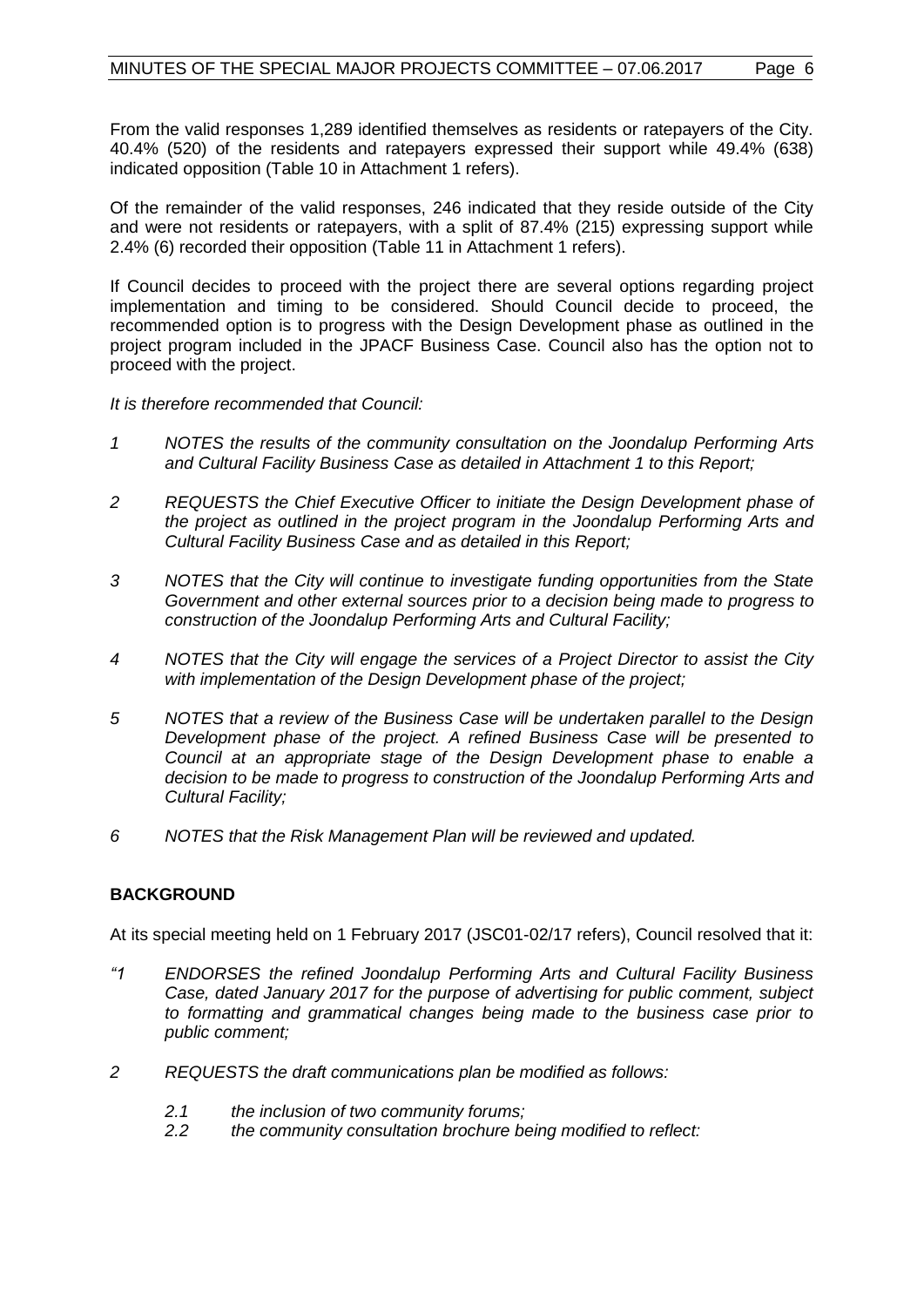From the valid responses 1,289 identified themselves as residents or ratepayers of the City. 40.4% (520) of the residents and ratepayers expressed their support while 49.4% (638) indicated opposition (Table 10 in Attachment 1 refers).

Of the remainder of the valid responses, 246 indicated that they reside outside of the City and were not residents or ratepayers, with a split of 87.4% (215) expressing support while 2.4% (6) recorded their opposition (Table 11 in Attachment 1 refers).

If Council decides to proceed with the project there are several options regarding project implementation and timing to be considered. Should Council decide to proceed, the recommended option is to progress with the Design Development phase as outlined in the project program included in the JPACF Business Case. Council also has the option not to proceed with the project.

*It is therefore recommended that Council:*

*1 NOTES the results of the community consultation on the Joondalup Performing Arts and Cultural Facility Business Case as detailed in Attachment 1 to this Report;*

*2 REQUESTS the Chief Executive Officer to initiate the Design Development phase of the project as outlined in the project program in the Joondalup Performing Arts and Cultural Facility Business Case and as detailed in this Report;*

*3 NOTES that the City will continue to investigate funding opportunities from the State Government and other external sources prior to a decision being made to progress to construction of the Joondalup Performing Arts and Cultural Facility;*

*4 NOTES that the City will engage the services of a Project Director to assist the City with implementation of the Design Development phase of the project;*

*5 NOTES that a review of the Business Case will be undertaken parallel to the Design Development phase of the project. A refined Business Case will be presented to Council at an appropriate stage of the Design Development phase to enable a decision to be made to progress to construction of the Joondalup Performing Arts and Cultural Facility;*

*6 NOTES that the Risk Management Plan will be reviewed and updated.*

## BACKGROUND

At its special meeting held on 1 February 2017 (JSC01-02/17 refers), Council resolved that it:

*"1 ENDORSES the refined Joondalup Performing Arts and Cultural Facility Business Case, dated January 2017 for the purpose of advertising for public comment, subject to formatting and grammatical changes being made to the business case prior to public comment;*

*2 REQUESTS the draft communications plan be modified as follows:*

*2.1 the inclusion of two community forums;*
*2.2 the community consultation brochure being modified to reflect:*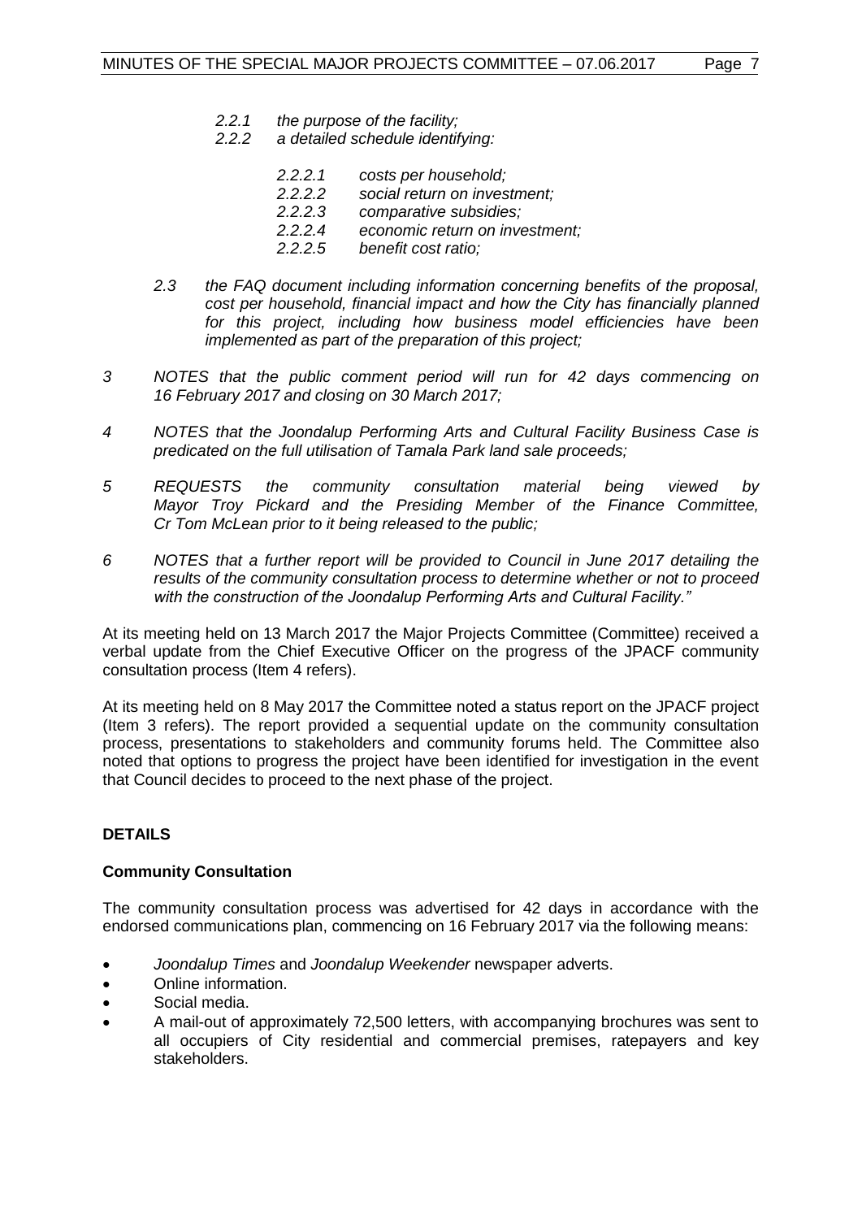*2.2.1 the purpose of the facility;*

*2.2.2 a detailed schedule identifying:*

*2.2.2.1 costs per household;*

*2.2.2.2 social return on investment;*

*2.2.2.3 comparative subsidies;*

*2.2.2.4 economic return on investment;*

*2.2.2.5 benefit cost ratio;*

*2.3 the FAQ document including information concerning benefits of the proposal, cost per household, financial impact and how the City has financially planned for this project, including how business model efficiencies have been implemented as part of the preparation of this project;*

*3 NOTES that the public comment period will run for 42 days commencing on 16 February 2017 and closing on 30 March 2017;*

*4 NOTES that the Joondalup Performing Arts and Cultural Facility Business Case is predicated on the full utilisation of Tamala Park land sale proceeds;*

*5 REQUESTS the community consultation material being viewed by Mayor Troy Pickard and the Presiding Member of the Finance Committee, Cr Tom McLean prior to it being released to the public;*

*6 NOTES that a further report will be provided to Council in June 2017 detailing the results of the community consultation process to determine whether or not to proceed with the construction of the Joondalup Performing Arts and Cultural Facility."*

At its meeting held on 13 March 2017 the Major Projects Committee (Committee) received a verbal update from the Chief Executive Officer on the progress of the JPACF community consultation process (Item 4 refers).

At its meeting held on 8 May 2017 the Committee noted a status report on the JPACF project (Item 3 refers). The report provided a sequential update on the community consultation process, presentations to stakeholders and community forums held. The Committee also noted that options to progress the project have been identified for investigation in the event that Council decides to proceed to the next phase of the project.

## DETAILS

### Community Consultation

The community consultation process was advertised for 42 days in accordance with the endorsed communications plan, commencing on 16 February 2017 via the following means:

- *Joondalup Times* and *Joondalup Weekender* newspaper adverts.
- Online information.
- Social media.
- A mail-out of approximately 72,500 letters, with accompanying brochures was sent to all occupiers of City residential and commercial premises, ratepayers and key stakeholders.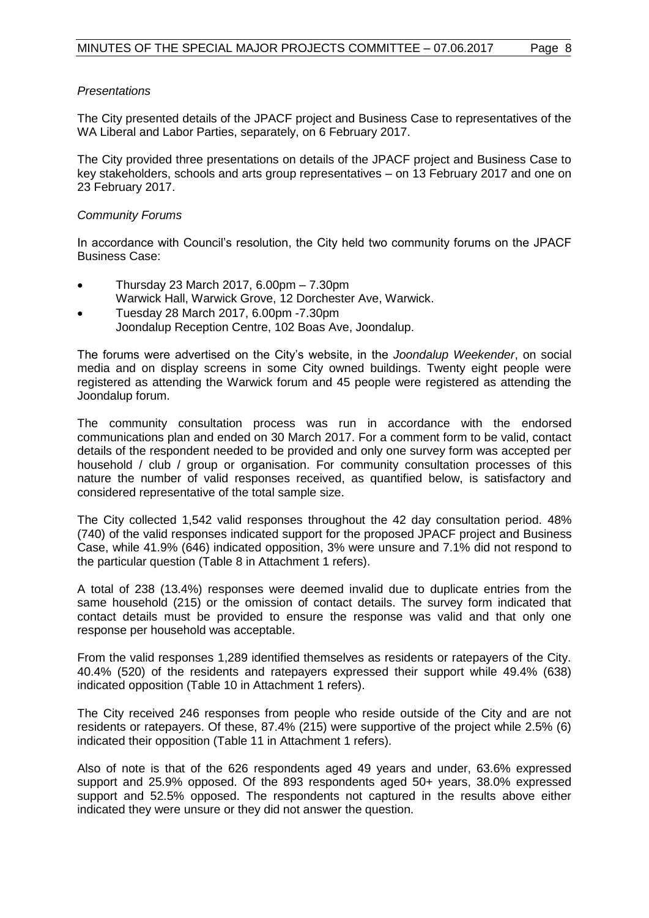*Presentations*

The City presented details of the JPACF project and Business Case to representatives of the WA Liberal and Labor Parties, separately, on 6 February 2017.

The City provided three presentations on details of the JPACF project and Business Case to key stakeholders, schools and arts group representatives – on 13 February 2017 and one on 23 February 2017.

*Community Forums*

In accordance with Council's resolution, the City held two community forums on the JPACF Business Case:

- Thursday 23 March 2017, 6.00pm – 7.30pm
  Warwick Hall, Warwick Grove, 12 Dorchester Ave, Warwick.
- Tuesday 28 March 2017, 6.00pm -7.30pm
  Joondalup Reception Centre, 102 Boas Ave, Joondalup.

The forums were advertised on the City's website, in the *Joondalup Weekender*, on social media and on display screens in some City owned buildings. Twenty eight people were registered as attending the Warwick forum and 45 people were registered as attending the Joondalup forum.

The community consultation process was run in accordance with the endorsed communications plan and ended on 30 March 2017. For a comment form to be valid, contact details of the respondent needed to be provided and only one survey form was accepted per household / club / group or organisation. For community consultation processes of this nature the number of valid responses received, as quantified below, is satisfactory and considered representative of the total sample size.

The City collected 1,542 valid responses throughout the 42 day consultation period. 48% (740) of the valid responses indicated support for the proposed JPACF project and Business Case, while 41.9% (646) indicated opposition, 3% were unsure and 7.1% did not respond to the particular question (Table 8 in Attachment 1 refers).

A total of 238 (13.4%) responses were deemed invalid due to duplicate entries from the same household (215) or the omission of contact details. The survey form indicated that contact details must be provided to ensure the response was valid and that only one response per household was acceptable.

From the valid responses 1,289 identified themselves as residents or ratepayers of the City. 40.4% (520) of the residents and ratepayers expressed their support while 49.4% (638) indicated opposition (Table 10 in Attachment 1 refers).

The City received 246 responses from people who reside outside of the City and are not residents or ratepayers. Of these, 87.4% (215) were supportive of the project while 2.5% (6) indicated their opposition (Table 11 in Attachment 1 refers).

Also of note is that of the 626 respondents aged 49 years and under, 63.6% expressed support and 25.9% opposed. Of the 893 respondents aged 50+ years, 38.0% expressed support and 52.5% opposed. The respondents not captured in the results above either indicated they were unsure or they did not answer the question.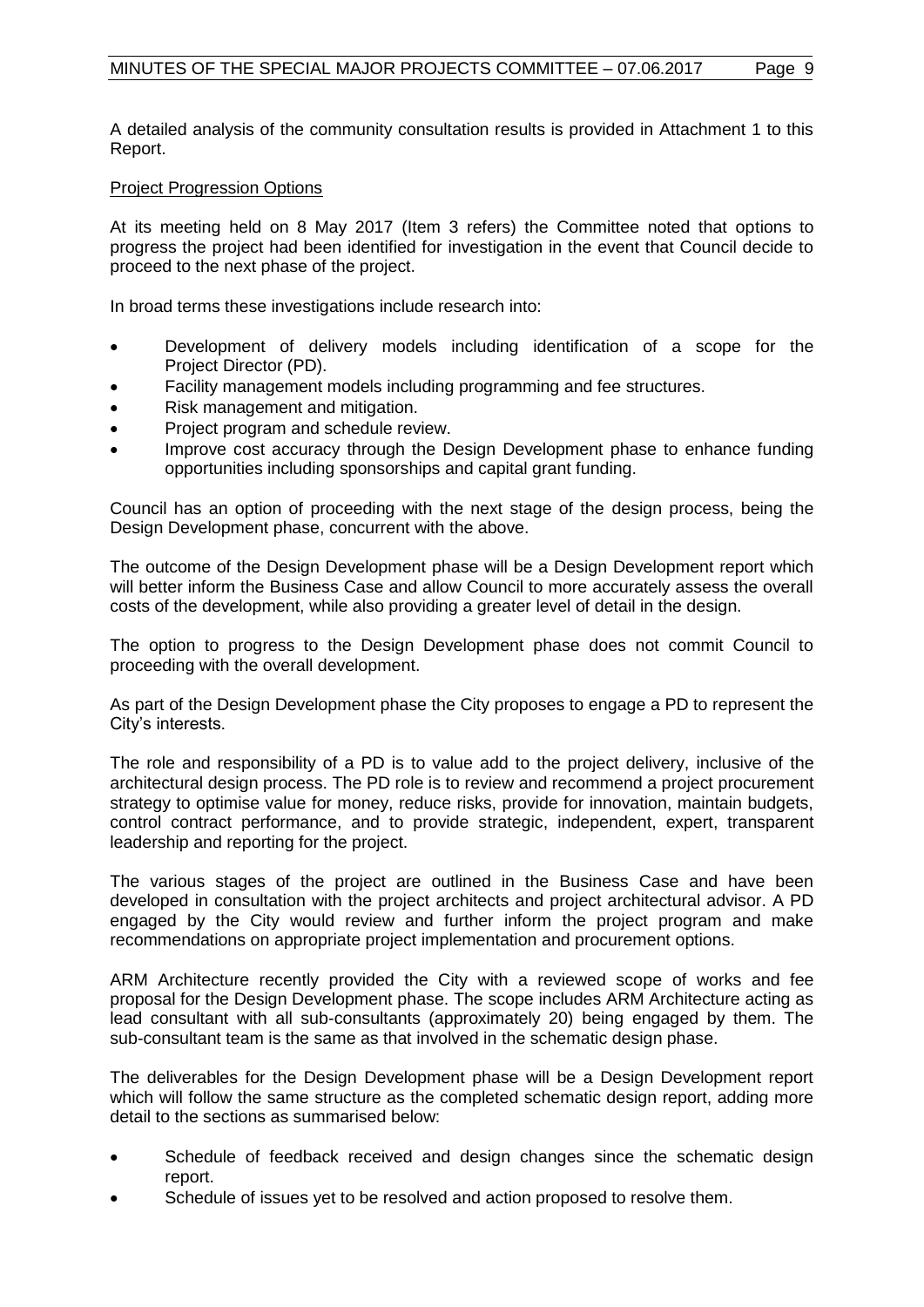A detailed analysis of the community consultation results is provided in Attachment 1 to this Report.

Project Progression Options

At its meeting held on 8 May 2017 (Item 3 refers) the Committee noted that options to progress the project had been identified for investigation in the event that Council decide to proceed to the next phase of the project.

In broad terms these investigations include research into:

- Development of delivery models including identification of a scope for the Project Director (PD).
- Facility management models including programming and fee structures.
- Risk management and mitigation.
- Project program and schedule review.
- Improve cost accuracy through the Design Development phase to enhance funding opportunities including sponsorships and capital grant funding.

Council has an option of proceeding with the next stage of the design process, being the Design Development phase, concurrent with the above.

The outcome of the Design Development phase will be a Design Development report which will better inform the Business Case and allow Council to more accurately assess the overall costs of the development, while also providing a greater level of detail in the design.

The option to progress to the Design Development phase does not commit Council to proceeding with the overall development.

As part of the Design Development phase the City proposes to engage a PD to represent the City's interests.

The role and responsibility of a PD is to value add to the project delivery, inclusive of the architectural design process. The PD role is to review and recommend a project procurement strategy to optimise value for money, reduce risks, provide for innovation, maintain budgets, control contract performance, and to provide strategic, independent, expert, transparent leadership and reporting for the project.

The various stages of the project are outlined in the Business Case and have been developed in consultation with the project architects and project architectural advisor. A PD engaged by the City would review and further inform the project program and make recommendations on appropriate project implementation and procurement options.

ARM Architecture recently provided the City with a reviewed scope of works and fee proposal for the Design Development phase. The scope includes ARM Architecture acting as lead consultant with all sub-consultants (approximately 20) being engaged by them. The sub-consultant team is the same as that involved in the schematic design phase.

The deliverables for the Design Development phase will be a Design Development report which will follow the same structure as the completed schematic design report, adding more detail to the sections as summarised below:

- Schedule of feedback received and design changes since the schematic design report.
- Schedule of issues yet to be resolved and action proposed to resolve them.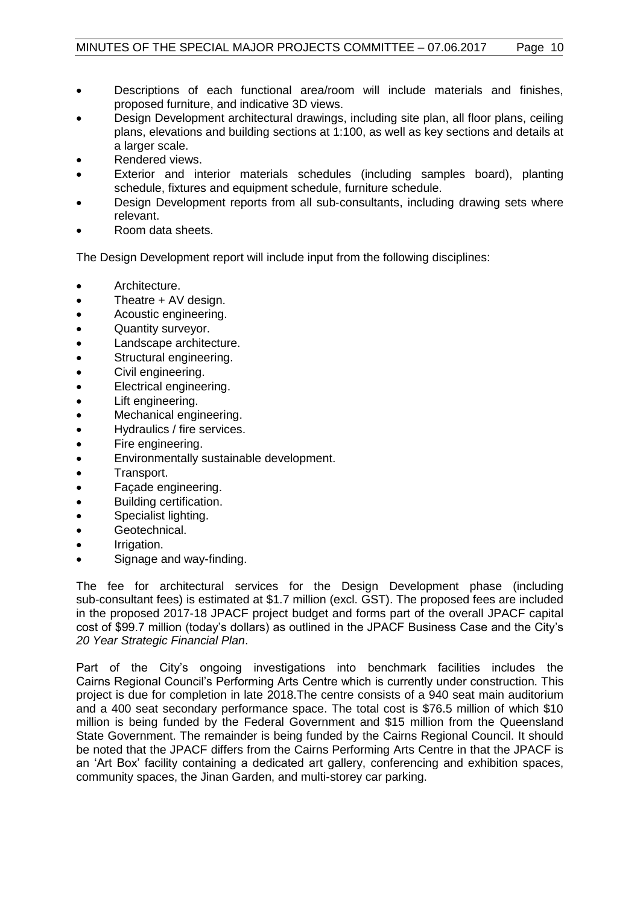- Descriptions of each functional area/room will include materials and finishes, proposed furniture, and indicative 3D views.
- Design Development architectural drawings, including site plan, all floor plans, ceiling plans, elevations and building sections at 1:100, as well as key sections and details at a larger scale.
- Rendered views.
- Exterior and interior materials schedules (including samples board), planting schedule, fixtures and equipment schedule, furniture schedule.
- Design Development reports from all sub-consultants, including drawing sets where relevant.
- Room data sheets.

The Design Development report will include input from the following disciplines:

- Architecture.
- Theatre + AV design.
- Acoustic engineering.
- Quantity surveyor.
- Landscape architecture.
- Structural engineering.
- Civil engineering.
- Electrical engineering.
- Lift engineering.
- Mechanical engineering.
- Hydraulics / fire services.
- Fire engineering.
- Environmentally sustainable development.
- Transport.
- Façade engineering.
- Building certification.
- Specialist lighting.
- Geotechnical.
- Irrigation.
- Signage and way-finding.

The fee for architectural services for the Design Development phase (including sub-consultant fees) is estimated at $1.7 million (excl. GST). The proposed fees are included in the proposed 2017-18 JPACF project budget and forms part of the overall JPACF capital cost of $99.7 million (today's dollars) as outlined in the JPACF Business Case and the City's *20 Year Strategic Financial Plan*.

Part of the City's ongoing investigations into benchmark facilities includes the Cairns Regional Council's Performing Arts Centre which is currently under construction. This project is due for completion in late 2018.The centre consists of a 940 seat main auditorium and a 400 seat secondary performance space. The total cost is $76.5 million of which $10 million is being funded by the Federal Government and $15 million from the Queensland State Government. The remainder is being funded by the Cairns Regional Council. It should be noted that the JPACF differs from the Cairns Performing Arts Centre in that the JPACF is an 'Art Box' facility containing a dedicated art gallery, conferencing and exhibition spaces, community spaces, the Jinan Garden, and multi-storey car parking.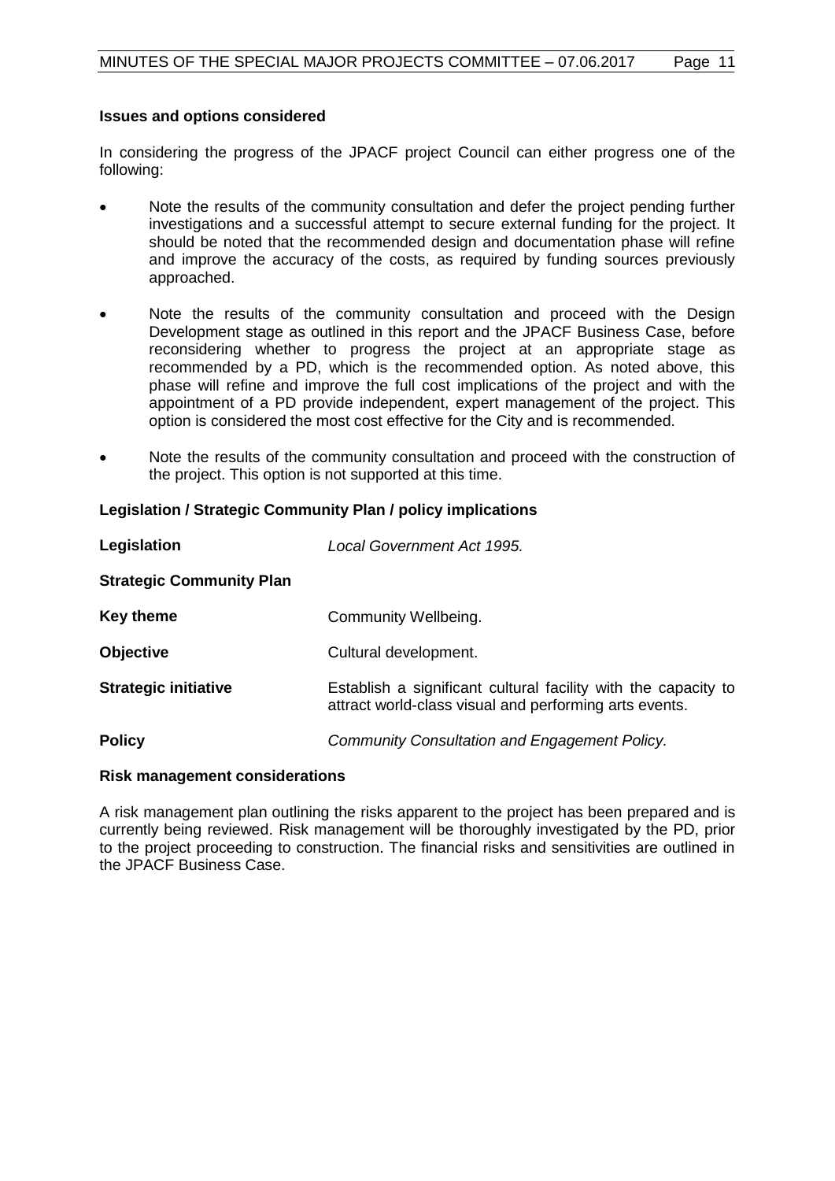**Issues and options considered**

In considering the progress of the JPACF project Council can either progress one of the following:

- Note the results of the community consultation and defer the project pending further investigations and a successful attempt to secure external funding for the project. It should be noted that the recommended design and documentation phase will refine and improve the accuracy of the costs, as required by funding sources previously approached.

- Note the results of the community consultation and proceed with the Design Development stage as outlined in this report and the JPACF Business Case, before reconsidering whether to progress the project at an appropriate stage as recommended by a PD, which is the recommended option. As noted above, this phase will refine and improve the full cost implications of the project and with the appointment of a PD provide independent, expert management of the project. This option is considered the most cost effective for the City and is recommended.

- Note the results of the community consultation and proceed with the construction of the project. This option is not supported at this time.

**Legislation / Strategic Community Plan / policy implications**

| | |
|---|---|
| **Legislation** | *Local Government Act 1995.* |
| **Strategic Community Plan** | |
| **Key theme** | Community Wellbeing. |
| **Objective** | Cultural development. |
| **Strategic initiative** | Establish a significant cultural facility with the capacity to attract world-class visual and performing arts events. |
| **Policy** | *Community Consultation and Engagement Policy.* |

**Risk management considerations**

A risk management plan outlining the risks apparent to the project has been prepared and is currently being reviewed. Risk management will be thoroughly investigated by the PD, prior to the project proceeding to construction. The financial risks and sensitivities are outlined in the JPACF Business Case.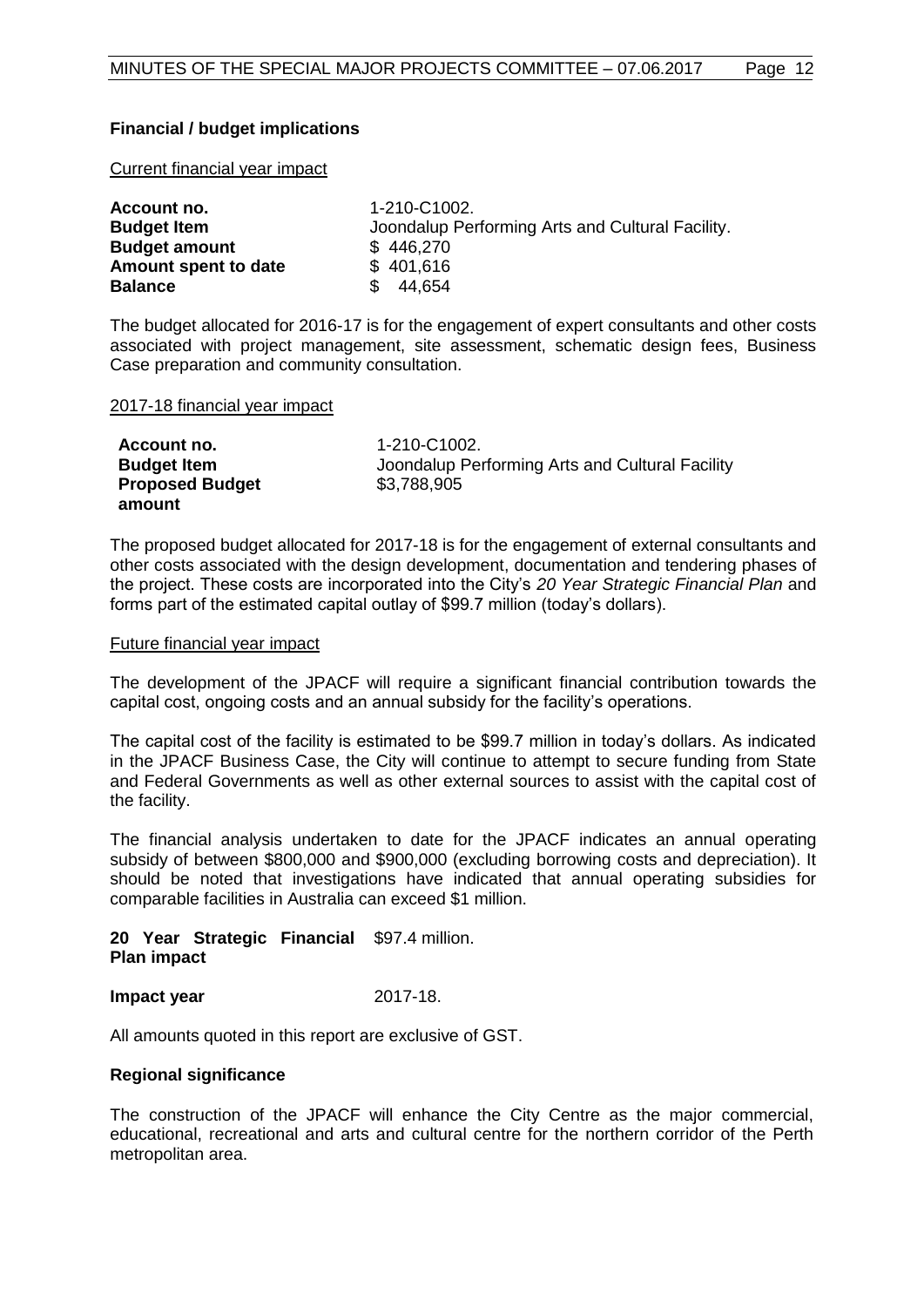**Financial / budget implications**

Current financial year impact

| | |
|---|---|
| **Account no.** | 1-210-C1002. |
| **Budget Item** | Joondalup Performing Arts and Cultural Facility. |
| **Budget amount** | $ 446,270 |
| **Amount spent to date** | $ 401,616 |
| **Balance** | $ 44,654 |

The budget allocated for 2016-17 is for the engagement of expert consultants and other costs associated with project management, site assessment, schematic design fees, Business Case preparation and community consultation.

2017-18 financial year impact

| | |
|---|---|
| **Account no.** | 1-210-C1002. |
| **Budget Item** | Joondalup Performing Arts and Cultural Facility |
| **Proposed Budget amount** | $3,788,905 |

The proposed budget allocated for 2017-18 is for the engagement of external consultants and other costs associated with the design development, documentation and tendering phases of the project. These costs are incorporated into the City's *20 Year Strategic Financial Plan* and forms part of the estimated capital outlay of $99.7 million (today's dollars).

Future financial year impact

The development of the JPACF will require a significant financial contribution towards the capital cost, ongoing costs and an annual subsidy for the facility's operations.

The capital cost of the facility is estimated to be $99.7 million in today's dollars. As indicated in the JPACF Business Case, the City will continue to attempt to secure funding from State and Federal Governments as well as other external sources to assist with the capital cost of the facility.

The financial analysis undertaken to date for the JPACF indicates an annual operating subsidy of between $800,000 and $900,000 (excluding borrowing costs and depreciation). It should be noted that investigations have indicated that annual operating subsidies for comparable facilities in Australia can exceed $1 million.

| | |
|---|---|
| **20 Year Strategic Financial Plan impact** | $97.4 million. |
| **Impact year** | 2017-18. |

All amounts quoted in this report are exclusive of GST.

**Regional significance**

The construction of the JPACF will enhance the City Centre as the major commercial, educational, recreational and arts and cultural centre for the northern corridor of the Perth metropolitan area.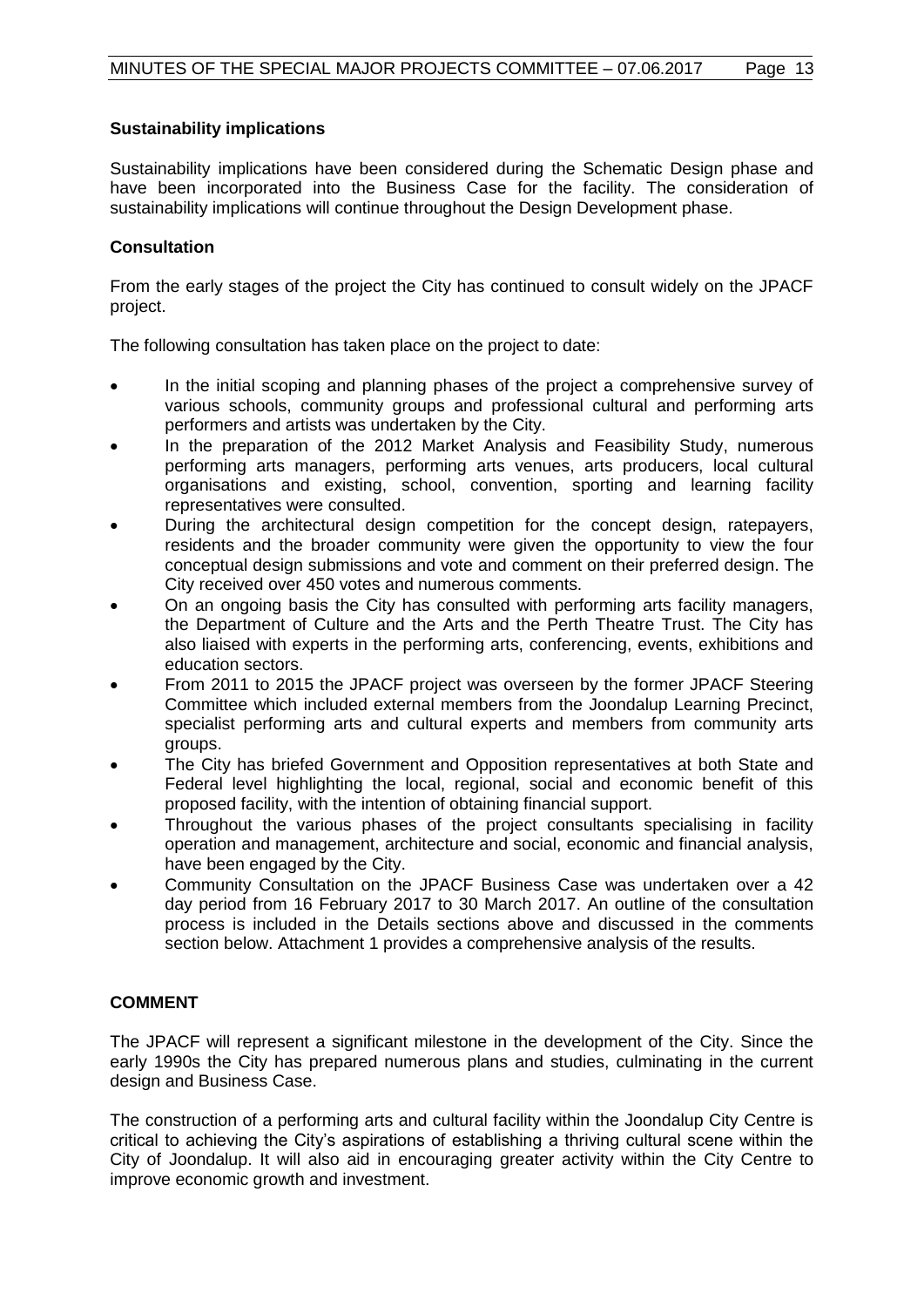### Sustainability implications

Sustainability implications have been considered during the Schematic Design phase and have been incorporated into the Business Case for the facility. The consideration of sustainability implications will continue throughout the Design Development phase.

### Consultation

From the early stages of the project the City has continued to consult widely on the JPACF project.

The following consultation has taken place on the project to date:

- In the initial scoping and planning phases of the project a comprehensive survey of various schools, community groups and professional cultural and performing arts performers and artists was undertaken by the City.
- In the preparation of the 2012 Market Analysis and Feasibility Study, numerous performing arts managers, performing arts venues, arts producers, local cultural organisations and existing, school, convention, sporting and learning facility representatives were consulted.
- During the architectural design competition for the concept design, ratepayers, residents and the broader community were given the opportunity to view the four conceptual design submissions and vote and comment on their preferred design. The City received over 450 votes and numerous comments.
- On an ongoing basis the City has consulted with performing arts facility managers, the Department of Culture and the Arts and the Perth Theatre Trust. The City has also liaised with experts in the performing arts, conferencing, events, exhibitions and education sectors.
- From 2011 to 2015 the JPACF project was overseen by the former JPACF Steering Committee which included external members from the Joondalup Learning Precinct, specialist performing arts and cultural experts and members from community arts groups.
- The City has briefed Government and Opposition representatives at both State and Federal level highlighting the local, regional, social and economic benefit of this proposed facility, with the intention of obtaining financial support.
- Throughout the various phases of the project consultants specialising in facility operation and management, architecture and social, economic and financial analysis, have been engaged by the City.
- Community Consultation on the JPACF Business Case was undertaken over a 42 day period from 16 February 2017 to 30 March 2017. An outline of the consultation process is included in the Details sections above and discussed in the comments section below. Attachment 1 provides a comprehensive analysis of the results.

## COMMENT

The JPACF will represent a significant milestone in the development of the City. Since the early 1990s the City has prepared numerous plans and studies, culminating in the current design and Business Case.

The construction of a performing arts and cultural facility within the Joondalup City Centre is critical to achieving the City's aspirations of establishing a thriving cultural scene within the City of Joondalup. It will also aid in encouraging greater activity within the City Centre to improve economic growth and investment.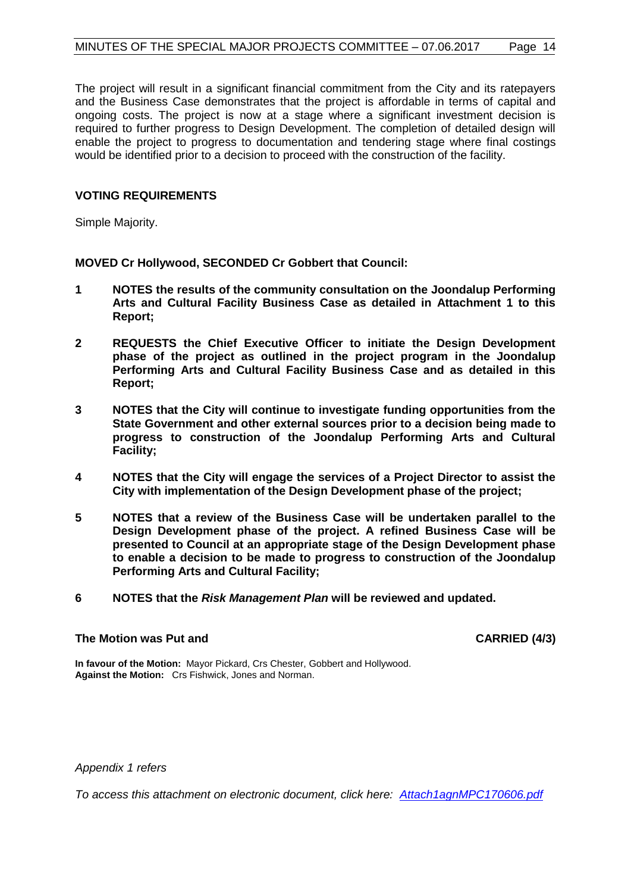The project will result in a significant financial commitment from the City and its ratepayers and the Business Case demonstrates that the project is affordable in terms of capital and ongoing costs. The project is now at a stage where a significant investment decision is required to further progress to Design Development. The completion of detailed design will enable the project to progress to documentation and tendering stage where final costings would be identified prior to a decision to proceed with the construction of the facility.

### VOTING REQUIREMENTS

Simple Majority.

**MOVED Cr Hollywood, SECONDED Cr Gobbert that Council:**

1. **NOTES the results of the community consultation on the Joondalup Performing Arts and Cultural Facility Business Case as detailed in Attachment 1 to this Report;**
2. **REQUESTS the Chief Executive Officer to initiate the Design Development phase of the project as outlined in the project program in the Joondalup Performing Arts and Cultural Facility Business Case and as detailed in this Report;**
3. **NOTES that the City will continue to investigate funding opportunities from the State Government and other external sources prior to a decision being made to progress to construction of the Joondalup Performing Arts and Cultural Facility;**
4. **NOTES that the City will engage the services of a Project Director to assist the City with implementation of the Design Development phase of the project;**
5. **NOTES that a review of the Business Case will be undertaken parallel to the Design Development phase of the project. A refined Business Case will be presented to Council at an appropriate stage of the Design Development phase to enable a decision to be made to progress to construction of the Joondalup Performing Arts and Cultural Facility;**
6. **NOTES that the *Risk Management Plan* will be reviewed and updated.**

**The Motion was Put and CARRIED (4/3)**

**In favour of the Motion:** Mayor Pickard, Crs Chester, Gobbert and Hollywood.
**Against the Motion:** Crs Fishwick, Jones and Norman.

*Appendix 1 refers*

*To access this attachment on electronic document, click here: Attach1agnMPC170606.pdf*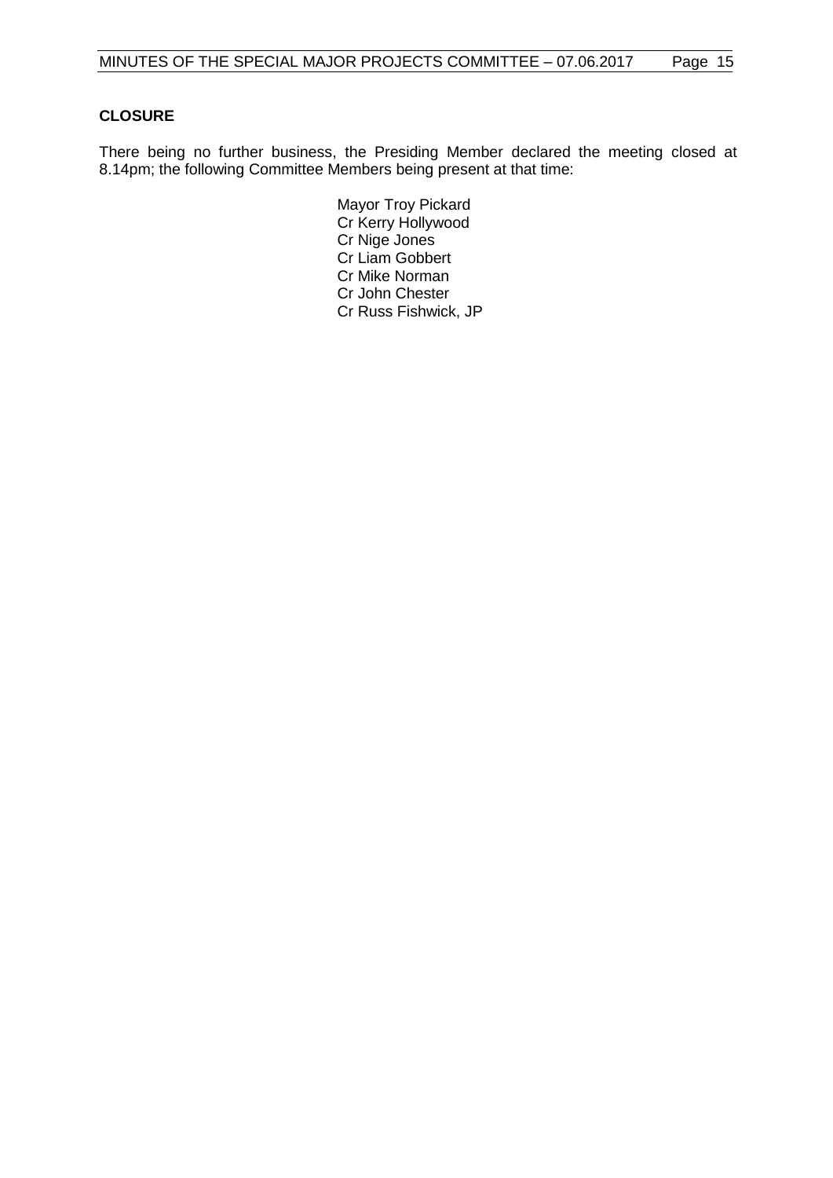**CLOSURE**

There being no further business, the Presiding Member declared the meeting closed at 8.14pm; the following Committee Members being present at that time:

Mayor Troy Pickard
Cr Kerry Hollywood
Cr Nige Jones
Cr Liam Gobbert
Cr Mike Norman
Cr John Chester
Cr Russ Fishwick, JP